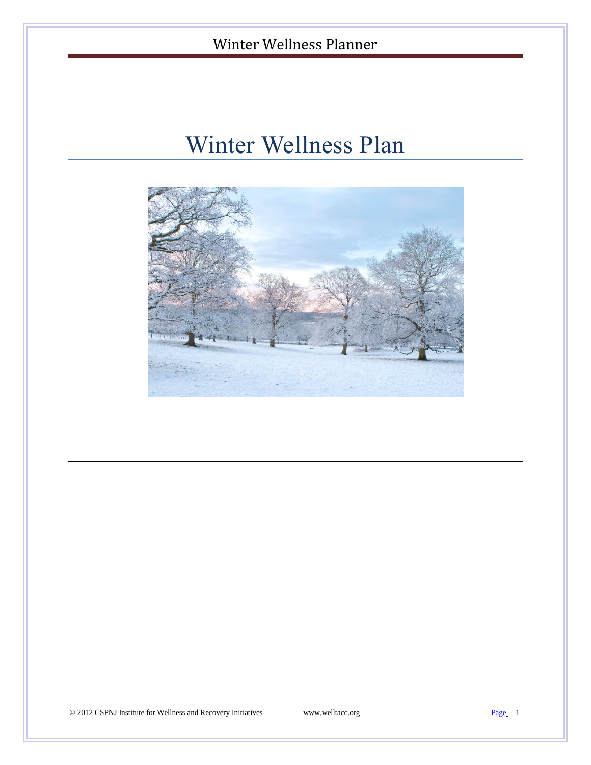# Winter Wellness Plan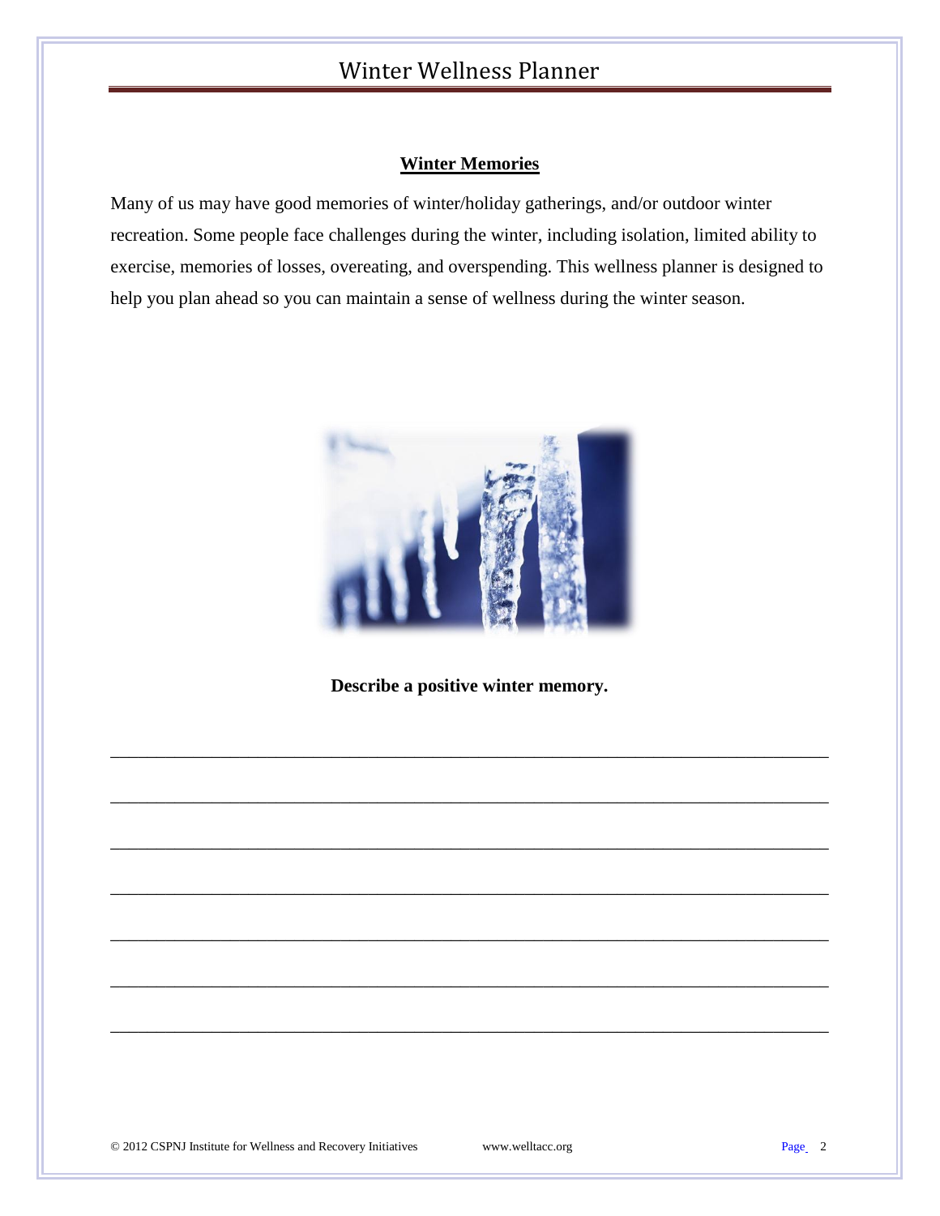## Winter Memories

Many of us may have good memories of winter/holiday gatherings, and/or outdoor winter recreation. Some people face challenges during the winter, including isolation, limited ability to exercise, memories of losses, overeating, and overspending. This wellness planner is designed to help you plan ahead so you can maintain a sense of wellness during the winter season.

**Describe a positive winter memory.**

______________________________________________________________________________

______________________________________________________________________________

______________________________________________________________________________

______________________________________________________________________________

______________________________________________________________________________

______________________________________________________________________________

______________________________________________________________________________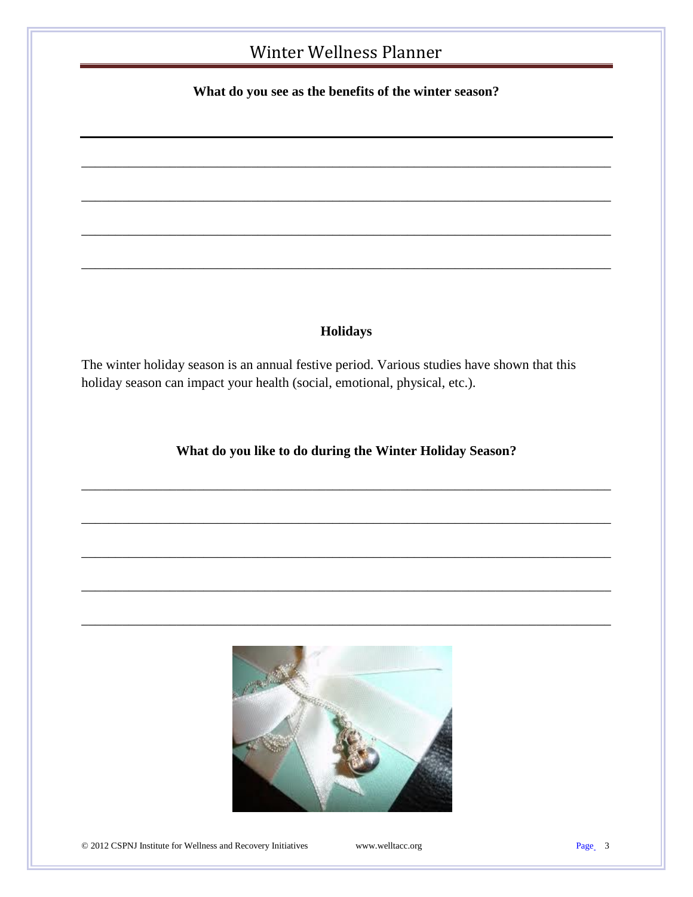**What do you see as the benefits of the winter season?**

___________________________________________________________________________

___________________________________________________________________________

___________________________________________________________________________

___________________________________________________________________________

## Holidays

The winter holiday season is an annual festive period. Various studies have shown that this holiday season can impact your health (social, emotional, physical, etc.).

**What do you like to do during the Winter Holiday Season?**

___________________________________________________________________________

___________________________________________________________________________

___________________________________________________________________________

___________________________________________________________________________

___________________________________________________________________________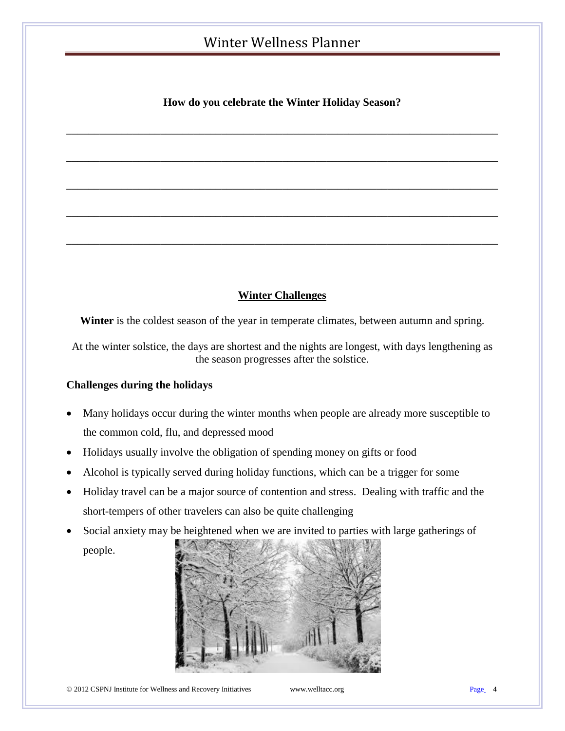**How do you celebrate the Winter Holiday Season?**

_______________________________________________________________________________

_______________________________________________________________________________

_______________________________________________________________________________

_______________________________________________________________________________

_______________________________________________________________________________

## Winter Challenges

**Winter** is the coldest season of the year in temperate climates, between autumn and spring.

At the winter solstice, the days are shortest and the nights are longest, with days lengthening as the season progresses after the solstice.

### Challenges during the holidays

- Many holidays occur during the winter months when people are already more susceptible to the common cold, flu, and depressed mood
- Holidays usually involve the obligation of spending money on gifts or food
- Alcohol is typically served during holiday functions, which can be a trigger for some
- Holiday travel can be a major source of contention and stress. Dealing with traffic and the short-tempers of other travelers can also be quite challenging
- Social anxiety may be heightened when we are invited to parties with large gatherings of people.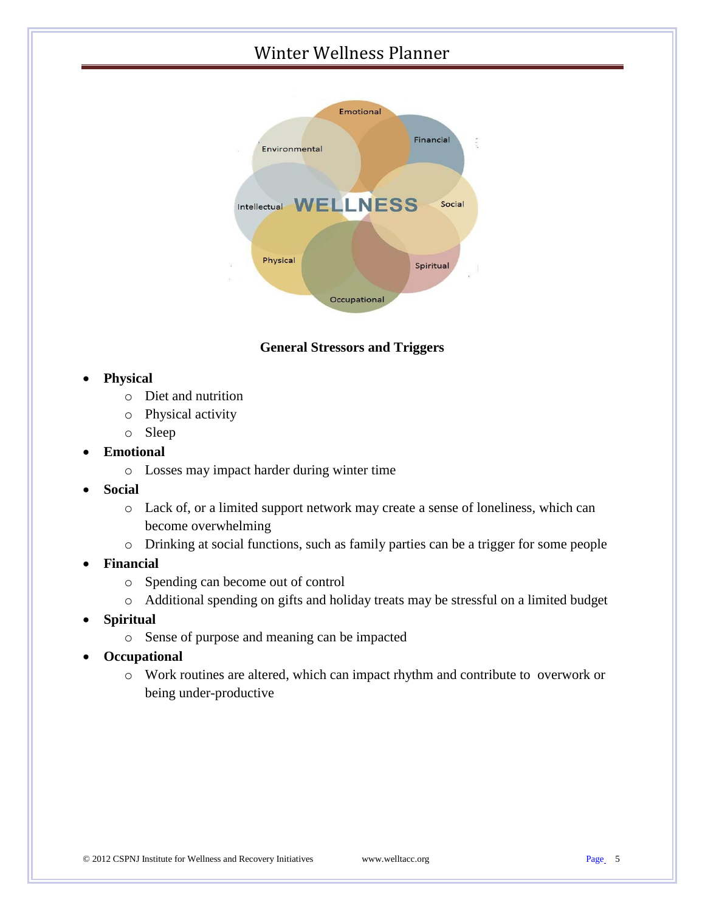## General Stressors and Triggers

- **Physical**
  - Diet and nutrition
  - Physical activity
  - Sleep
- **Emotional**
  - Losses may impact harder during winter time
- **Social**
  - Lack of, or a limited support network may create a sense of loneliness, which can become overwhelming
  - Drinking at social functions, such as family parties can be a trigger for some people
- **Financial**
  - Spending can become out of control
  - Additional spending on gifts and holiday treats may be stressful on a limited budget
- **Spiritual**
  - Sense of purpose and meaning can be impacted
- **Occupational**
  - Work routines are altered, which can impact rhythm and contribute to overwork or being under-productive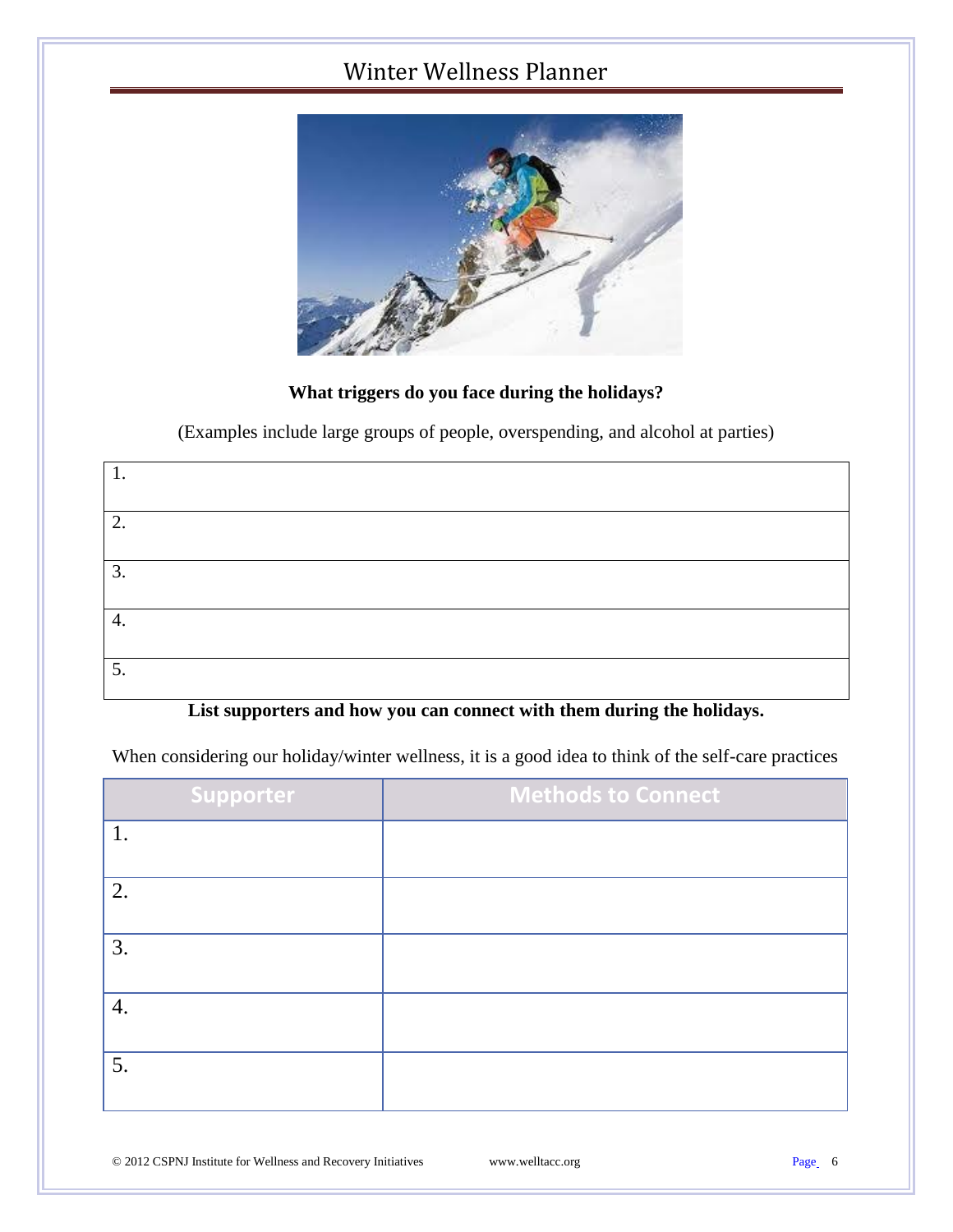# Winter Wellness Planner

**What triggers do you face during the holidays?**

(Examples include large groups of people, overspending, and alcohol at parties)

| |
|---|
| 1. |
| 2. |
| 3. |
| 4. |
| 5. |

**List supporters and how you can connect with them during the holidays.**

When considering our holiday/winter wellness, it is a good idea to think of the self-care practices

| Supporter | Methods to Connect |
|---|---|
| 1. | |
| 2. | |
| 3. | |
| 4. | |
| 5. | |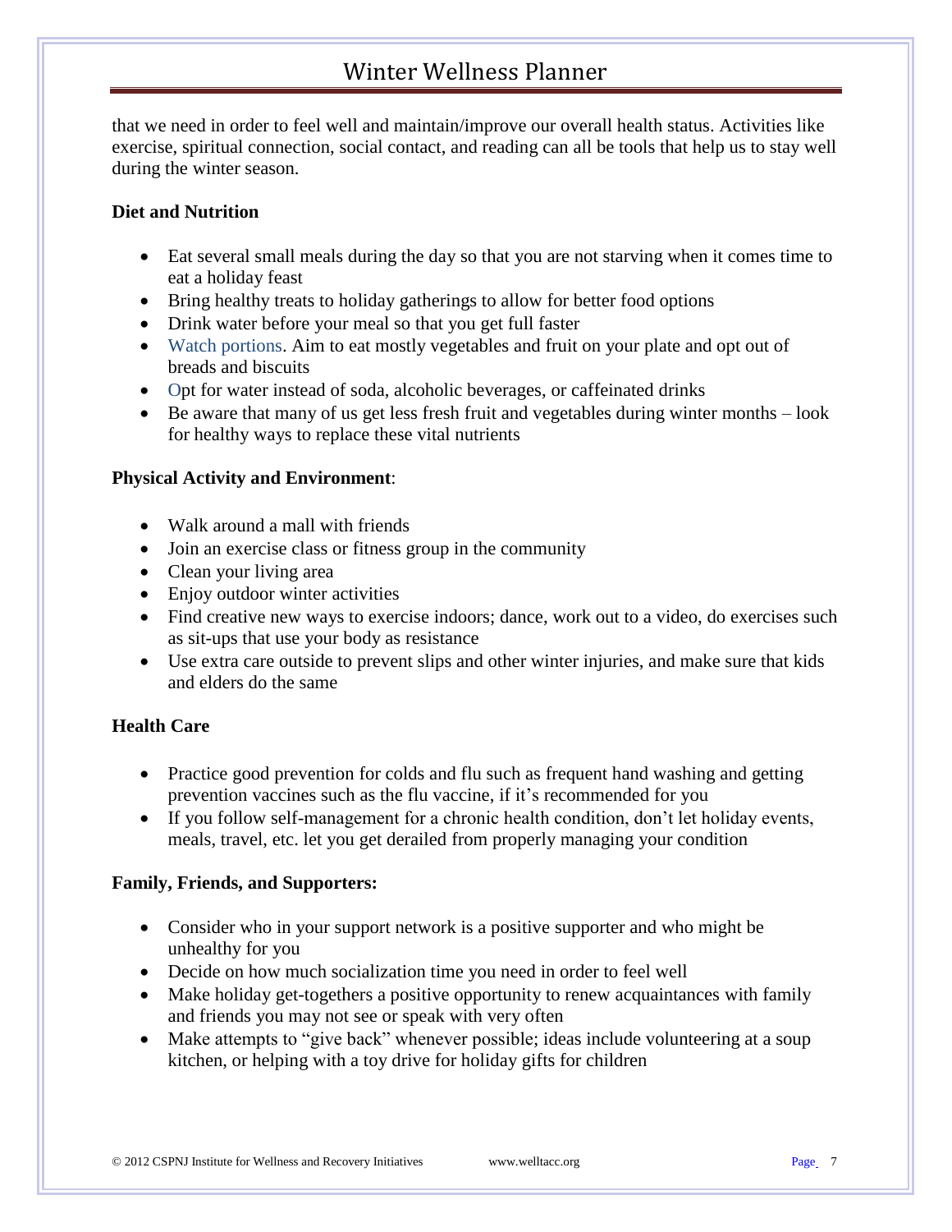that we need in order to feel well and maintain/improve our overall health status. Activities like exercise, spiritual connection, social contact, and reading can all be tools that help us to stay well during the winter season.

**Diet and Nutrition**

- Eat several small meals during the day so that you are not starving when it comes time to eat a holiday feast
- Bring healthy treats to holiday gatherings to allow for better food options
- Drink water before your meal so that you get full faster
- Watch portions. Aim to eat mostly vegetables and fruit on your plate and opt out of breads and biscuits
- Opt for water instead of soda, alcoholic beverages, or caffeinated drinks
- Be aware that many of us get less fresh fruit and vegetables during winter months – look for healthy ways to replace these vital nutrients

**Physical Activity and Environment**:

- Walk around a mall with friends
- Join an exercise class or fitness group in the community
- Clean your living area
- Enjoy outdoor winter activities
- Find creative new ways to exercise indoors; dance, work out to a video, do exercises such as sit-ups that use your body as resistance
- Use extra care outside to prevent slips and other winter injuries, and make sure that kids and elders do the same

**Health Care**

- Practice good prevention for colds and flu such as frequent hand washing and getting prevention vaccines such as the flu vaccine, if it's recommended for you
- If you follow self-management for a chronic health condition, don't let holiday events, meals, travel, etc. let you get derailed from properly managing your condition

**Family, Friends, and Supporters:**

- Consider who in your support network is a positive supporter and who might be unhealthy for you
- Decide on how much socialization time you need in order to feel well
- Make holiday get-togethers a positive opportunity to renew acquaintances with family and friends you may not see or speak with very often
- Make attempts to "give back" whenever possible; ideas include volunteering at a soup kitchen, or helping with a toy drive for holiday gifts for children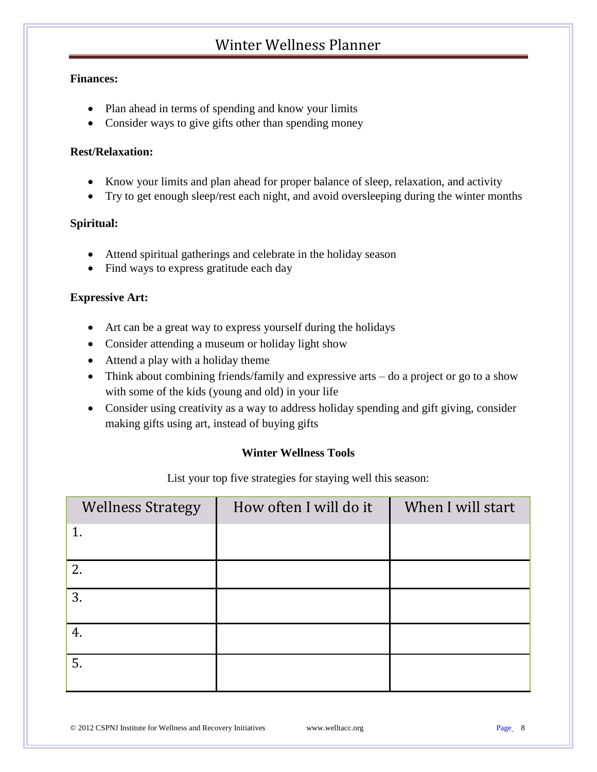**Finances:**

- Plan ahead in terms of spending and know your limits
- Consider ways to give gifts other than spending money

**Rest/Relaxation:**

- Know your limits and plan ahead for proper balance of sleep, relaxation, and activity
- Try to get enough sleep/rest each night, and avoid oversleeping during the winter months

**Spiritual:**

- Attend spiritual gatherings and celebrate in the holiday season
- Find ways to express gratitude each day

**Expressive Art:**

- Art can be a great way to express yourself during the holidays
- Consider attending a museum or holiday light show
- Attend a play with a holiday theme
- Think about combining friends/family and expressive arts – do a project or go to a show with some of the kids (young and old) in your life
- Consider using creativity as a way to address holiday spending and gift giving, consider making gifts using art, instead of buying gifts

**Winter Wellness Tools**

List your top five strategies for staying well this season:

| Wellness Strategy | How often I will do it | When I will start |
| --- | --- | --- |
| 1. | | |
| 2. | | |
| 3. | | |
| 4. | | |
| 5. | | |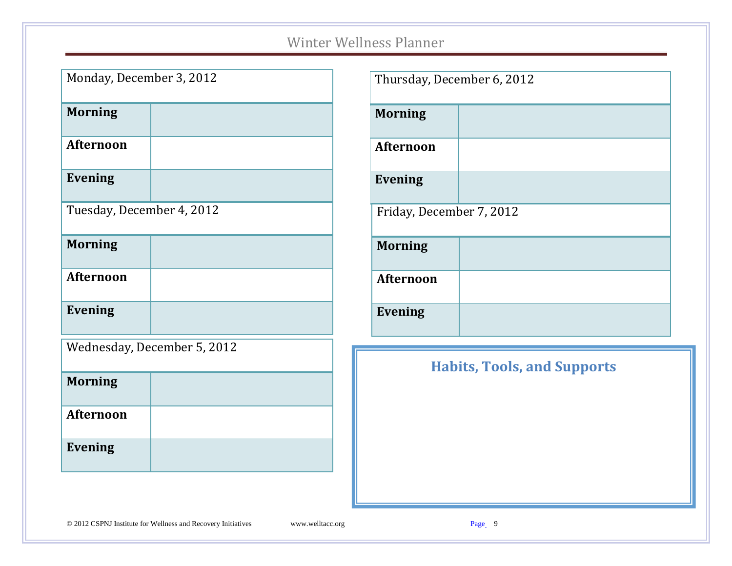| Monday, December 3, 2012 | |
|---|---|
| **Morning** | |
| **Afternoon** | |
| **Evening** | |

| Tuesday, December 4, 2012 | |
|---|---|
| **Morning** | |
| **Afternoon** | |
| **Evening** | |

| Wednesday, December 5, 2012 | |
|---|---|
| **Morning** | |
| **Afternoon** | |
| **Evening** | |

| Thursday, December 6, 2012 | |
|---|---|
| **Morning** | |
| **Afternoon** | |
| **Evening** | |

| Friday, December 7, 2012 | |
|---|---|
| **Morning** | |
| **Afternoon** | |
| **Evening** | |

## Habits, Tools, and Supports

© 2012 CSPNJ Institute for Wellness and Recovery Initiatives www.welltacc.org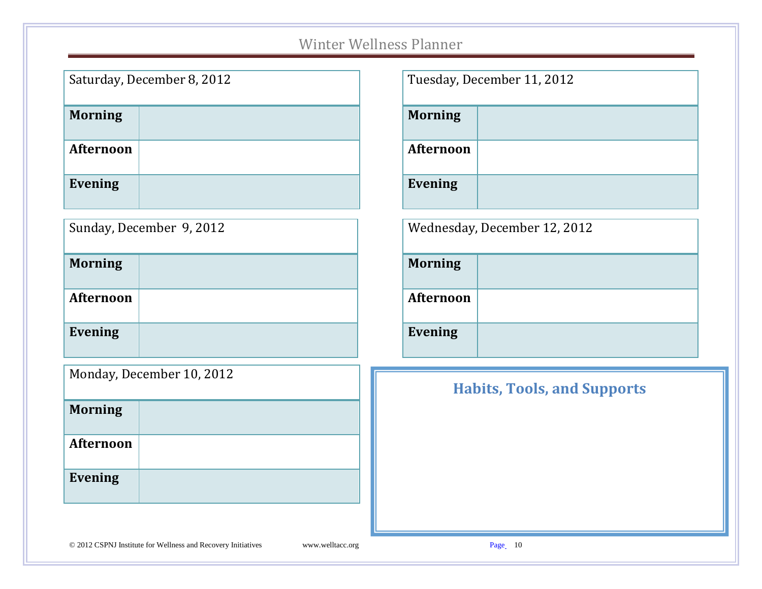| Saturday, December 8, 2012 | |
|---|---|
| **Morning** | |
| **Afternoon** | |
| **Evening** | |

| Sunday, December 9, 2012 | |
|---|---|
| **Morning** | |
| **Afternoon** | |
| **Evening** | |

| Monday, December 10, 2012 | |
|---|---|
| **Morning** | |
| **Afternoon** | |
| **Evening** | |

| Tuesday, December 11, 2012 | |
|---|---|
| **Morning** | |
| **Afternoon** | |
| **Evening** | |

| Wednesday, December 12, 2012 | |
|---|---|
| **Morning** | |
| **Afternoon** | |
| **Evening** | |

## Habits, Tools, and Supports

© 2012 CSPNJ Institute for Wellness and Recovery Initiatives www.welltacc.org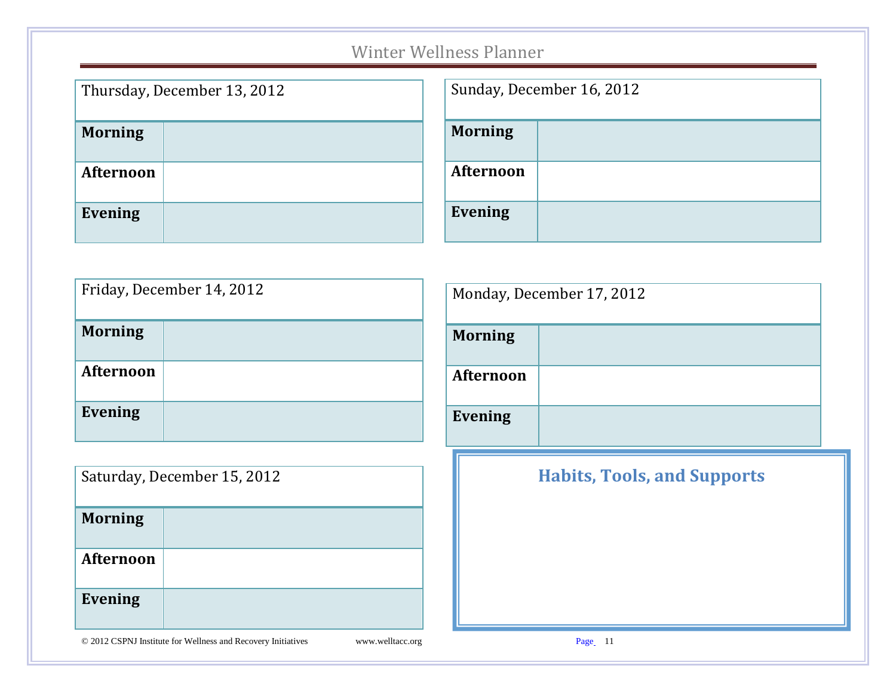| Thursday, December 13, 2012 | |
|---|---|
| **Morning** | |
| **Afternoon** | |
| **Evening** | |

| Friday, December 14, 2012 | |
|---|---|
| **Morning** | |
| **Afternoon** | |
| **Evening** | |

| Saturday, December 15, 2012 | |
|---|---|
| **Morning** | |
| **Afternoon** | |
| **Evening** | |

| Sunday, December 16, 2012 | |
|---|---|
| **Morning** | |
| **Afternoon** | |
| **Evening** | |

| Monday, December 17, 2012 | |
|---|---|
| **Morning** | |
| **Afternoon** | |
| **Evening** | |

## Habits, Tools, and Supports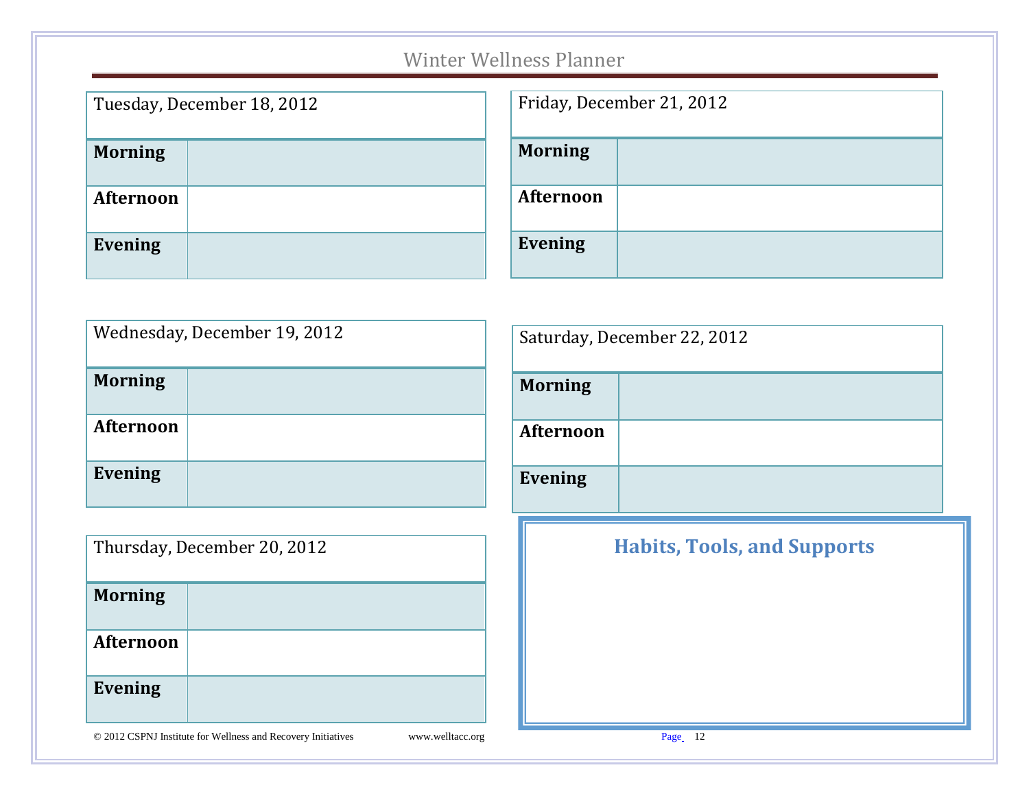# Winter Wellness Planner

| Tuesday, December 18, 2012 | |
|---|---|
| **Morning** | |
| **Afternoon** | |
| **Evening** | |

| Wednesday, December 19, 2012 | |
|---|---|
| **Morning** | |
| **Afternoon** | |
| **Evening** | |

| Thursday, December 20, 2012 | |
|---|---|
| **Morning** | |
| **Afternoon** | |
| **Evening** | |

| Friday, December 21, 2012 | |
|---|---|
| **Morning** | |
| **Afternoon** | |
| **Evening** | |

| Saturday, December 22, 2012 | |
|---|---|
| **Morning** | |
| **Afternoon** | |
| **Evening** | |

## Habits, Tools, and Supports

© 2012 CSPNJ Institute for Wellness and Recovery Initiatives www.welltacc.org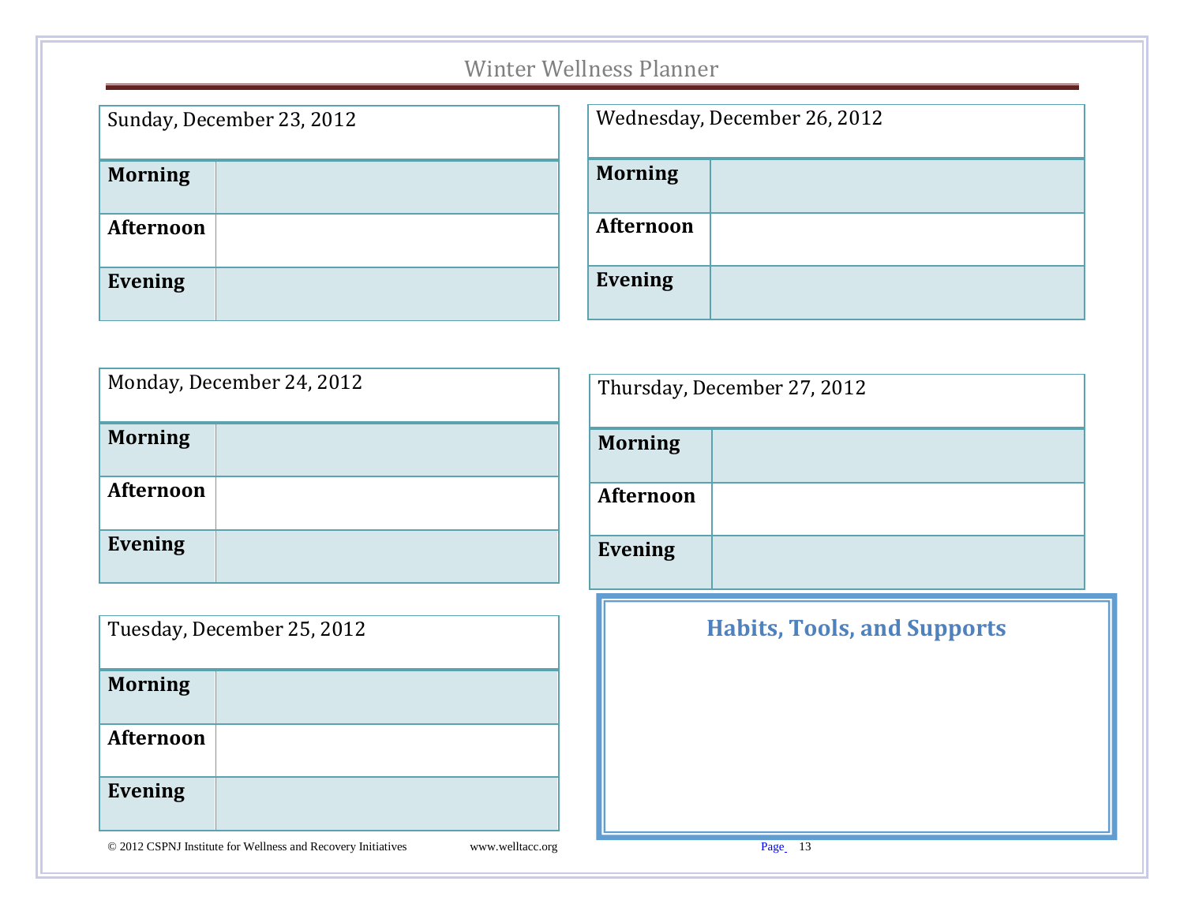# Winter Wellness Planner

| Sunday, December 23, 2012 | |
|---|---|
| **Morning** | |
| **Afternoon** | |
| **Evening** | |

| Monday, December 24, 2012 | |
|---|---|
| **Morning** | |
| **Afternoon** | |
| **Evening** | |

| Tuesday, December 25, 2012 | |
|---|---|
| **Morning** | |
| **Afternoon** | |
| **Evening** | |

| Wednesday, December 26, 2012 | |
|---|---|
| **Morning** | |
| **Afternoon** | |
| **Evening** | |

| Thursday, December 27, 2012 | |
|---|---|
| **Morning** | |
| **Afternoon** | |
| **Evening** | |

## Habits, Tools, and Supports

© 2012 CSPNJ Institute for Wellness and Recovery Initiatives www.welltacc.org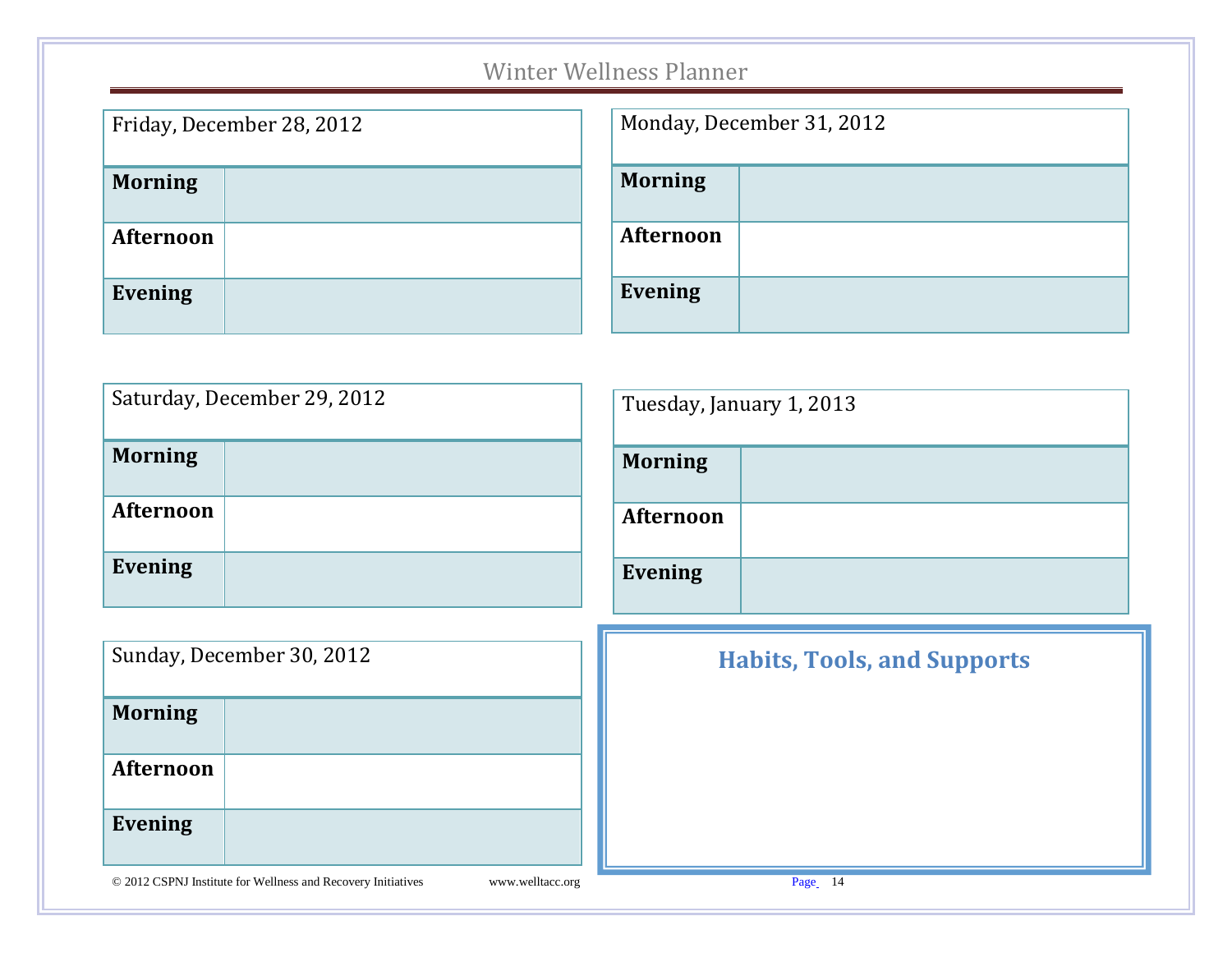| Friday, December 28, 2012 | |
|---|---|
| **Morning** | |
| **Afternoon** | |
| **Evening** | |

| Saturday, December 29, 2012 | |
|---|---|
| **Morning** | |
| **Afternoon** | |
| **Evening** | |

| Sunday, December 30, 2012 | |
|---|---|
| **Morning** | |
| **Afternoon** | |
| **Evening** | |

| Monday, December 31, 2012 | |
|---|---|
| **Morning** | |
| **Afternoon** | |
| **Evening** | |

| Tuesday, January 1, 2013 | |
|---|---|
| **Morning** | |
| **Afternoon** | |
| **Evening** | |

### Habits, Tools, and Supports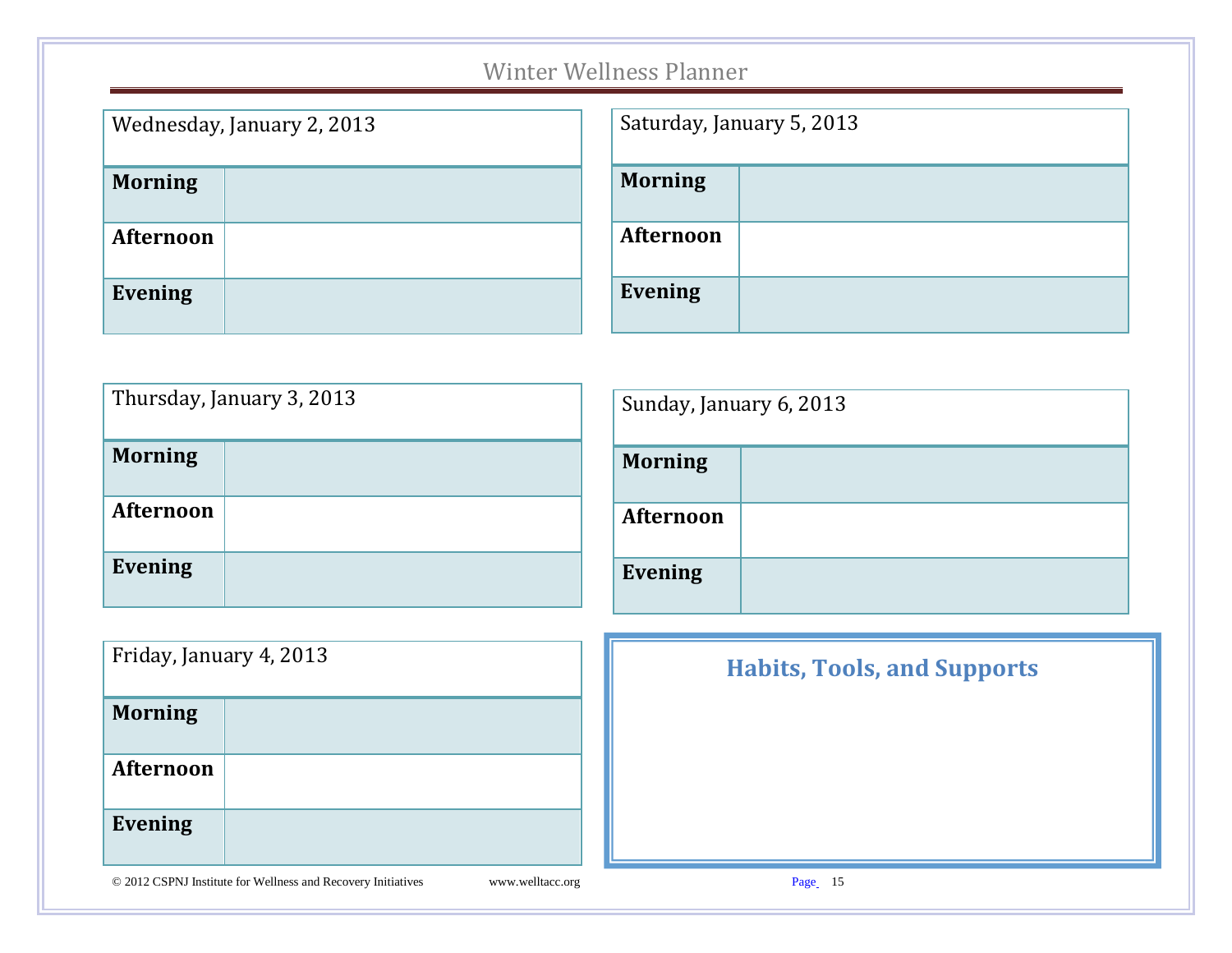| Wednesday, January 2, 2013 | |
|---|---|
| **Morning** | |
| **Afternoon** | |
| **Evening** | |

| Thursday, January 3, 2013 | |
|---|---|
| **Morning** | |
| **Afternoon** | |
| **Evening** | |

| Friday, January 4, 2013 | |
|---|---|
| **Morning** | |
| **Afternoon** | |
| **Evening** | |

| Saturday, January 5, 2013 | |
|---|---|
| **Morning** | |
| **Afternoon** | |
| **Evening** | |

| Sunday, January 6, 2013 | |
|---|---|
| **Morning** | |
| **Afternoon** | |
| **Evening** | |

## Habits, Tools, and Supports

© 2012 CSPNJ Institute for Wellness and Recovery Initiatives www.welltacc.org